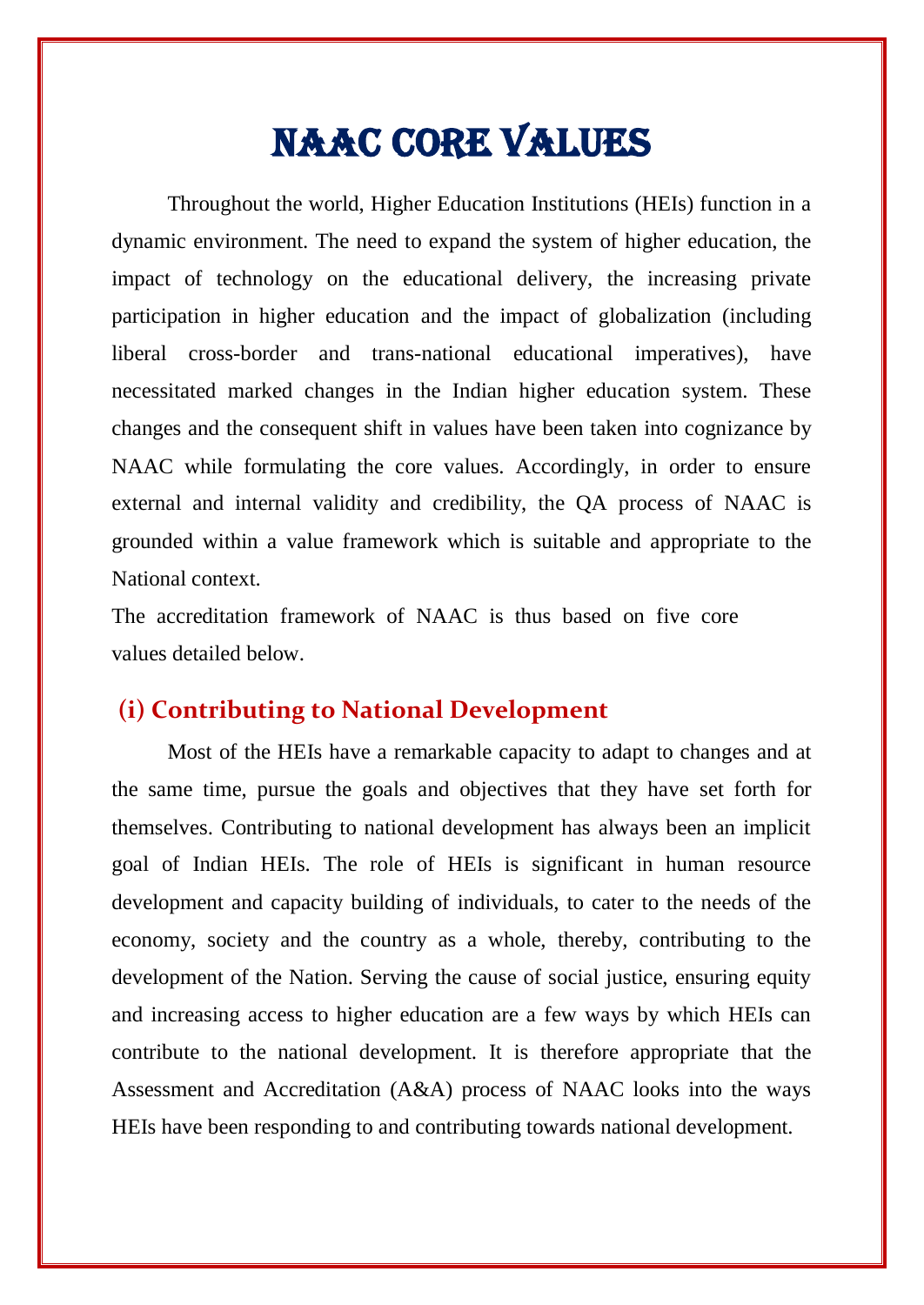# NAAC CORE VALUES

Throughout the world, Higher Education Institutions (HEIs) function in a dynamic environment. The need to expand the system of higher education, the impact of technology on the educational delivery, the increasing private participation in higher education and the impact of globalization (including liberal cross-border and trans-national educational imperatives), have necessitated marked changes in the Indian higher education system. These changes and the consequent shift in values have been taken into cognizance by NAAC while formulating the core values. Accordingly, in order to ensure external and internal validity and credibility, the QA process of NAAC is grounded within a value framework which is suitable and appropriate to the National context.

The accreditation framework of NAAC is thus based on five core values detailed below.

## (i) Contributing to National Development

Most of the HEIs have a remarkable capacity to adapt to changes and at the same time, pursue the goals and objectives that they have set forth for themselves. Contributing to national development has always been an implicit goal of Indian HEIs. The role of HEIs is significant in human resource development and capacity building of individuals, to cater to the needs of the economy, society and the country as a whole, thereby, contributing to the development of the Nation. Serving the cause of social justice, ensuring equity and increasing access to higher education are a few ways by which HEIs can contribute to the national development. It is therefore appropriate that the Assessment and Accreditation (A&A) process of NAAC looks into the ways HEIs have been responding to and contributing towards national development.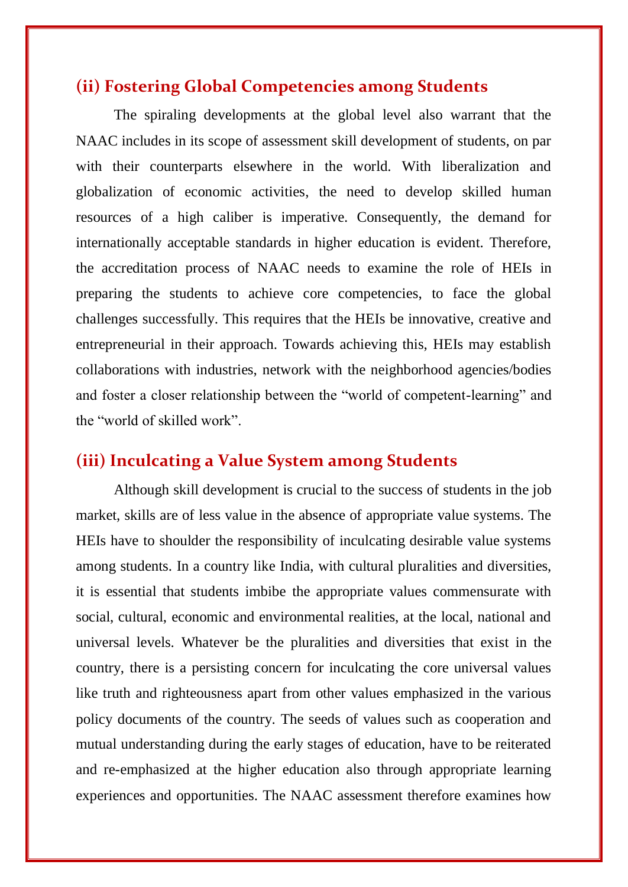## (ii) Fostering Global Competencies among Students

The spiraling developments at the global level also warrant that the NAAC includes in its scope of assessment skill development of students, on par with their counterparts elsewhere in the world. With liberalization and globalization of economic activities, the need to develop skilled human resources of a high caliber is imperative. Consequently, the demand for internationally acceptable standards in higher education is evident. Therefore, the accreditation process of NAAC needs to examine the role of HEIs in preparing the students to achieve core competencies, to face the global challenges successfully. This requires that the HEIs be innovative, creative and entrepreneurial in their approach. Towards achieving this, HEIs may establish collaborations with industries, network with the neighborhood agencies/bodies and foster a closer relationship between the "world of competent-learning" and the "world of skilled work".

## (iii) Inculcating a Value System among Students

Although skill development is crucial to the success of students in the job market, skills are of less value in the absence of appropriate value systems. The HEIs have to shoulder the responsibility of inculcating desirable value systems among students. In a country like India, with cultural pluralities and diversities, it is essential that students imbibe the appropriate values commensurate with social, cultural, economic and environmental realities, at the local, national and universal levels. Whatever be the pluralities and diversities that exist in the country, there is a persisting concern for inculcating the core universal values like truth and righteousness apart from other values emphasized in the various policy documents of the country. The seeds of values such as cooperation and mutual understanding during the early stages of education, have to be reiterated and re-emphasized at the higher education also through appropriate learning experiences and opportunities. The NAAC assessment therefore examines how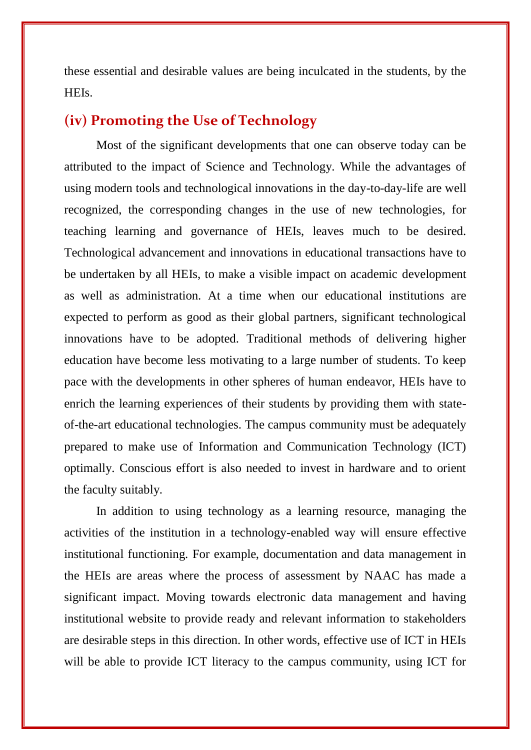these essential and desirable values are being inculcated in the students, by the HEIs.

## (iv) Promoting the Use of Technology

Most of the significant developments that one can observe today can be attributed to the impact of Science and Technology. While the advantages of using modern tools and technological innovations in the day-to-day-life are well recognized, the corresponding changes in the use of new technologies, for teaching learning and governance of HEIs, leaves much to be desired. Technological advancement and innovations in educational transactions have to be undertaken by all HEIs, to make a visible impact on academic development as well as administration. At a time when our educational institutions are expected to perform as good as their global partners, significant technological innovations have to be adopted. Traditional methods of delivering higher education have become less motivating to a large number of students. To keep pace with the developments in other spheres of human endeavor, HEIs have to enrich the learning experiences of their students by providing them with state-of-the-art educational technologies. The campus community must be adequately prepared to make use of Information and Communication Technology (ICT) optimally. Conscious effort is also needed to invest in hardware and to orient the faculty suitably.

In addition to using technology as a learning resource, managing the activities of the institution in a technology-enabled way will ensure effective institutional functioning. For example, documentation and data management in the HEIs are areas where the process of assessment by NAAC has made a significant impact. Moving towards electronic data management and having institutional website to provide ready and relevant information to stakeholders are desirable steps in this direction. In other words, effective use of ICT in HEIs will be able to provide ICT literacy to the campus community, using ICT for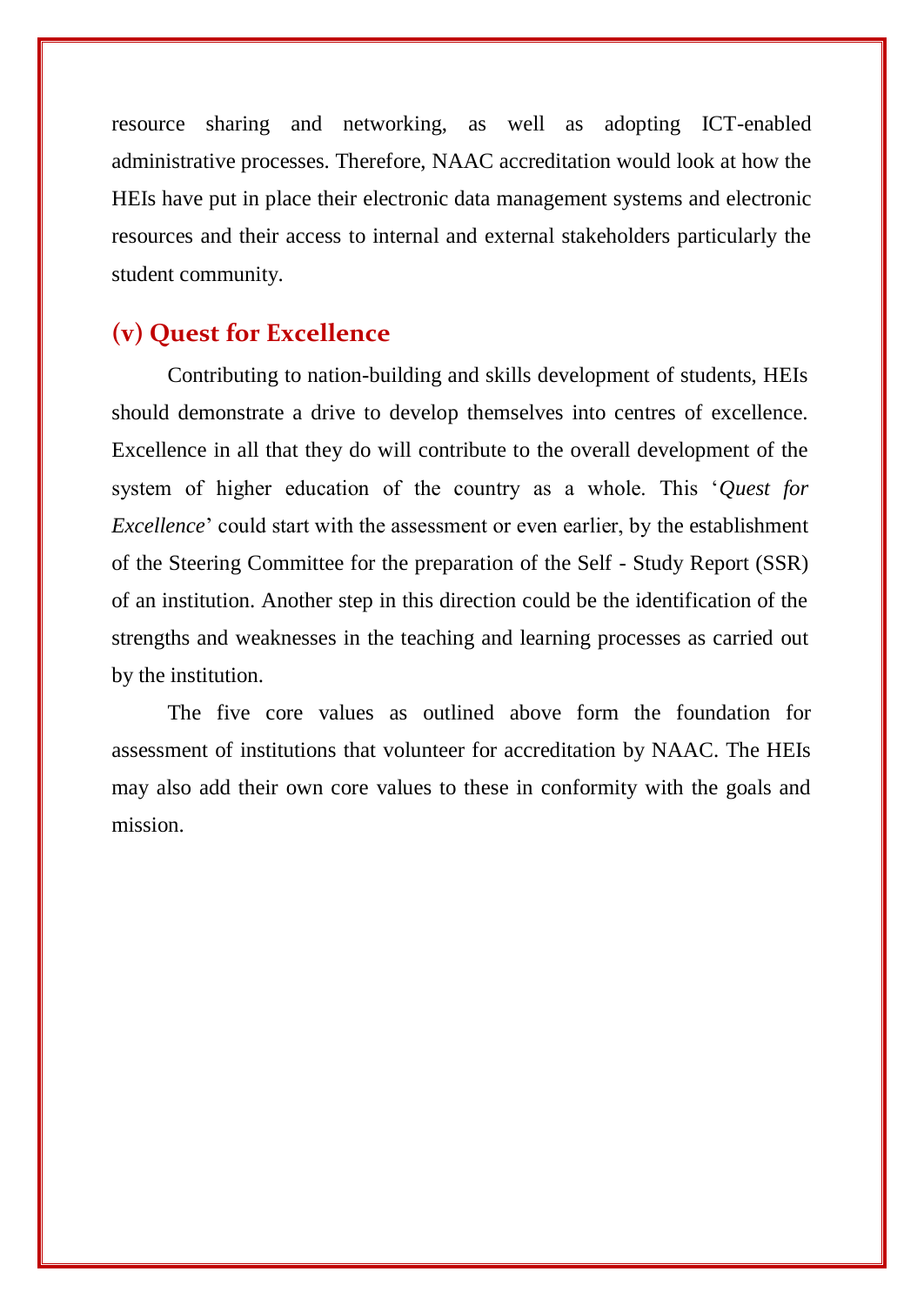resource sharing and networking, as well as adopting ICT-enabled administrative processes. Therefore, NAAC accreditation would look at how the HEIs have put in place their electronic data management systems and electronic resources and their access to internal and external stakeholders particularly the student community.

### (v) Quest for Excellence

Contributing to nation-building and skills development of students, HEIs should demonstrate a drive to develop themselves into centres of excellence. Excellence in all that they do will contribute to the overall development of the system of higher education of the country as a whole. This '*Quest for Excellence*' could start with the assessment or even earlier, by the establishment of the Steering Committee for the preparation of the Self - Study Report (SSR) of an institution. Another step in this direction could be the identification of the strengths and weaknesses in the teaching and learning processes as carried out by the institution.

The five core values as outlined above form the foundation for assessment of institutions that volunteer for accreditation by NAAC. The HEIs may also add their own core values to these in conformity with the goals and mission.